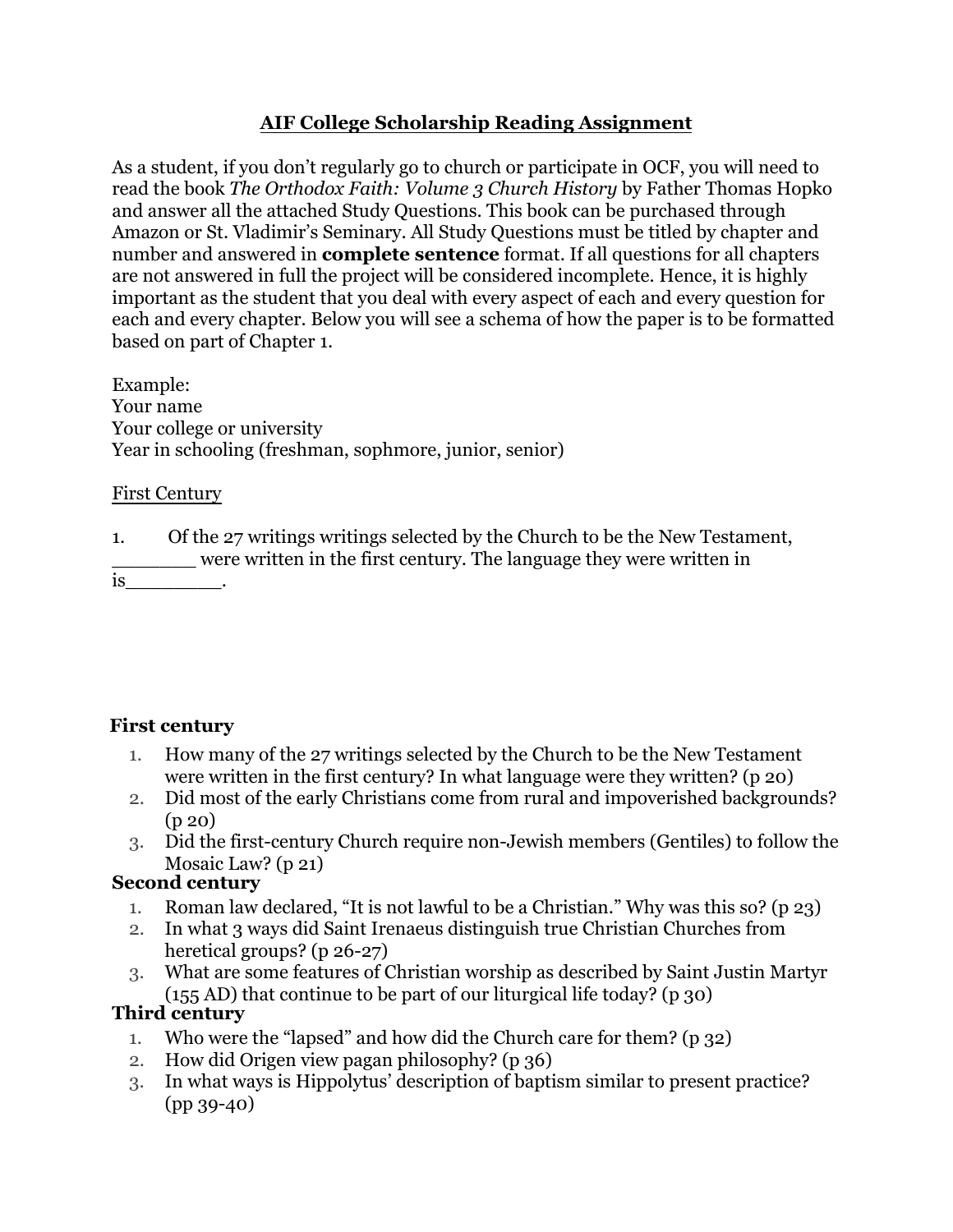# AIF College Scholarship Reading Assignment

As a student, if you don't regularly go to church or participate in OCF, you will need to read the book *The Orthodox Faith: Volume 3 Church History* by Father Thomas Hopko and answer all the attached Study Questions. This book can be purchased through Amazon or St. Vladimir's Seminary. All Study Questions must be titled by chapter and number and answered in **complete sentence** format. If all questions for all chapters are not answered in full the project will be considered incomplete. Hence, it is highly important as the student that you deal with every aspect of each and every question for each and every chapter. Below you will see a schema of how the paper is to be formatted based on part of Chapter 1.

Example:
Your name
Your college or university
Year in schooling (freshman, sophmore, junior, senior)

First Century

1. Of the 27 writings writings selected by the Church to be the New Testament, _______ were written in the first century. The language they were written in is________.

**First century**

1. How many of the 27 writings selected by the Church to be the New Testament were written in the first century? In what language were they written? (p 20)
2. Did most of the early Christians come from rural and impoverished backgrounds? (p 20)
3. Did the first-century Church require non-Jewish members (Gentiles) to follow the Mosaic Law? (p 21)

**Second century**

1. Roman law declared, "It is not lawful to be a Christian." Why was this so? (p 23)
2. In what 3 ways did Saint Irenaeus distinguish true Christian Churches from heretical groups? (p 26-27)
3. What are some features of Christian worship as described by Saint Justin Martyr (155 AD) that continue to be part of our liturgical life today? (p 30)

**Third century**

1. Who were the "lapsed" and how did the Church care for them? (p 32)
2. How did Origen view pagan philosophy? (p 36)
3. In what ways is Hippolytus' description of baptism similar to present practice? (pp 39-40)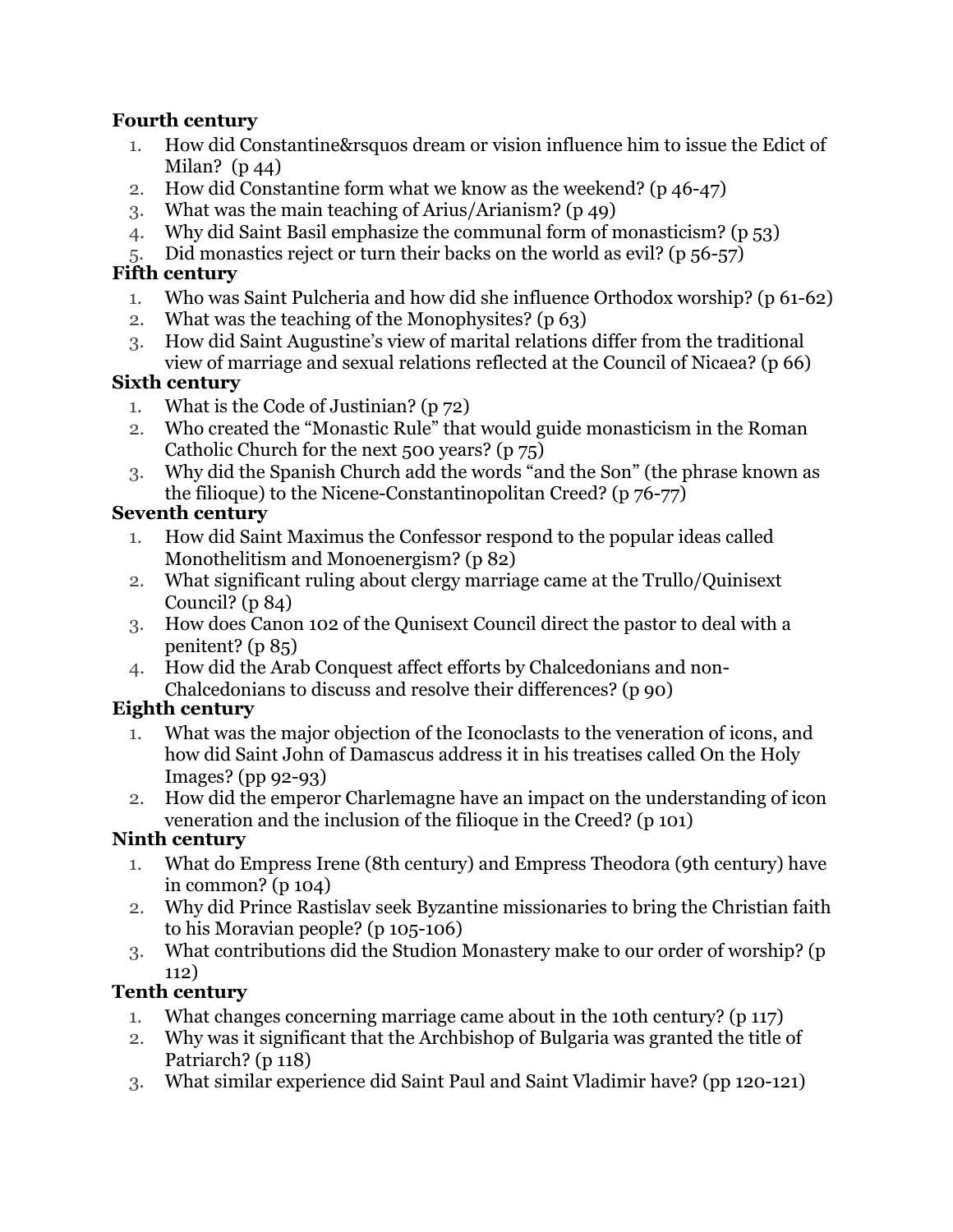**Fourth century**

1. How did Constantine&rsquos dream or vision influence him to issue the Edict of Milan? (p 44)
2. How did Constantine form what we know as the weekend? (p 46-47)
3. What was the main teaching of Arius/Arianism? (p 49)
4. Why did Saint Basil emphasize the communal form of monasticism? (p 53)
5. Did monastics reject or turn their backs on the world as evil? (p 56-57)

**Fifth century**

1. Who was Saint Pulcheria and how did she influence Orthodox worship? (p 61-62)
2. What was the teaching of the Monophysites? (p 63)
3. How did Saint Augustine's view of marital relations differ from the traditional view of marriage and sexual relations reflected at the Council of Nicaea? (p 66)

**Sixth century**

1. What is the Code of Justinian? (p 72)
2. Who created the "Monastic Rule" that would guide monasticism in the Roman Catholic Church for the next 500 years? (p 75)
3. Why did the Spanish Church add the words "and the Son" (the phrase known as the filioque) to the Nicene-Constantinopolitan Creed? (p 76-77)

**Seventh century**

1. How did Saint Maximus the Confessor respond to the popular ideas called Monothelitism and Monoenergism? (p 82)
2. What significant ruling about clergy marriage came at the Trullo/Quinisext Council? (p 84)
3. How does Canon 102 of the Qunisext Council direct the pastor to deal with a penitent? (p 85)
4. How did the Arab Conquest affect efforts by Chalcedonians and non-Chalcedonians to discuss and resolve their differences? (p 90)

**Eighth century**

1. What was the major objection of the Iconoclasts to the veneration of icons, and how did Saint John of Damascus address it in his treatises called On the Holy Images? (pp 92-93)
2. How did the emperor Charlemagne have an impact on the understanding of icon veneration and the inclusion of the filioque in the Creed? (p 101)

**Ninth century**

1. What do Empress Irene (8th century) and Empress Theodora (9th century) have in common? (p 104)
2. Why did Prince Rastislav seek Byzantine missionaries to bring the Christian faith to his Moravian people? (p 105-106)
3. What contributions did the Studion Monastery make to our order of worship? (p 112)

**Tenth century**

1. What changes concerning marriage came about in the 10th century? (p 117)
2. Why was it significant that the Archbishop of Bulgaria was granted the title of Patriarch? (p 118)
3. What similar experience did Saint Paul and Saint Vladimir have? (pp 120-121)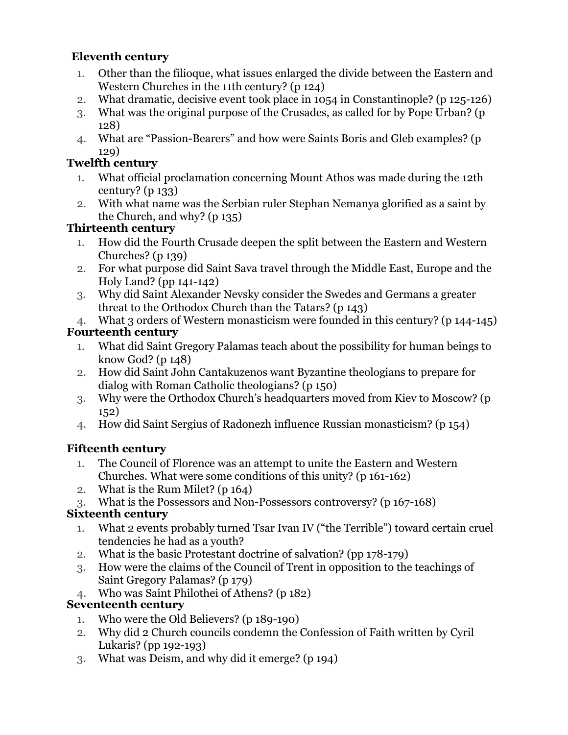**Eleventh century**

1. Other than the filioque, what issues enlarged the divide between the Eastern and Western Churches in the 11th century? (p 124)
2. What dramatic, decisive event took place in 1054 in Constantinople? (p 125-126)
3. What was the original purpose of the Crusades, as called for by Pope Urban? (p 128)
4. What are "Passion-Bearers" and how were Saints Boris and Gleb examples? (p 129)

**Twelfth century**

1. What official proclamation concerning Mount Athos was made during the 12th century? (p 133)
2. With what name was the Serbian ruler Stephan Nemanya glorified as a saint by the Church, and why? (p 135)

**Thirteenth century**

1. How did the Fourth Crusade deepen the split between the Eastern and Western Churches? (p 139)
2. For what purpose did Saint Sava travel through the Middle East, Europe and the Holy Land? (pp 141-142)
3. Why did Saint Alexander Nevsky consider the Swedes and Germans a greater threat to the Orthodox Church than the Tatars? (p 143)
4. What 3 orders of Western monasticism were founded in this century? (p 144-145)

**Fourteenth century**

1. What did Saint Gregory Palamas teach about the possibility for human beings to know God? (p 148)
2. How did Saint John Cantakuzenos want Byzantine theologians to prepare for dialog with Roman Catholic theologians? (p 150)
3. Why were the Orthodox Church's headquarters moved from Kiev to Moscow? (p 152)
4. How did Saint Sergius of Radonezh influence Russian monasticism? (p 154)

**Fifteenth century**

1. The Council of Florence was an attempt to unite the Eastern and Western Churches. What were some conditions of this unity? (p 161-162)
2. What is the Rum Milet? (p 164)
3. What is the Possessors and Non-Possessors controversy? (p 167-168)

**Sixteenth century**

1. What 2 events probably turned Tsar Ivan IV ("the Terrible") toward certain cruel tendencies he had as a youth?
2. What is the basic Protestant doctrine of salvation? (pp 178-179)
3. How were the claims of the Council of Trent in opposition to the teachings of Saint Gregory Palamas? (p 179)
4. Who was Saint Philothei of Athens? (p 182)

**Seventeenth century**

1. Who were the Old Believers? (p 189-190)
2. Why did 2 Church councils condemn the Confession of Faith written by Cyril Lukaris? (pp 192-193)
3. What was Deism, and why did it emerge? (p 194)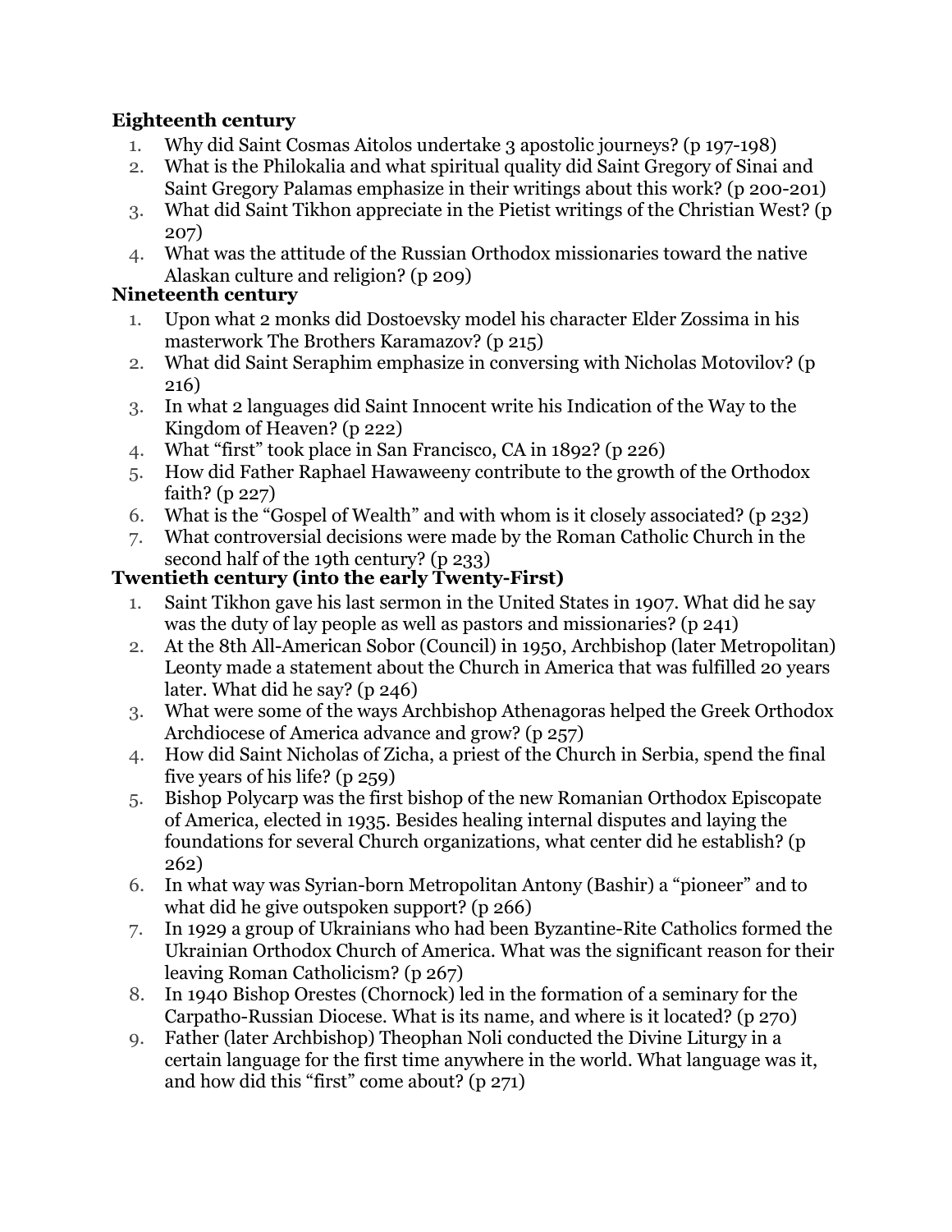**Eighteenth century**

1. Why did Saint Cosmas Aitolos undertake 3 apostolic journeys? (p 197-198)
2. What is the Philokalia and what spiritual quality did Saint Gregory of Sinai and Saint Gregory Palamas emphasize in their writings about this work? (p 200-201)
3. What did Saint Tikhon appreciate in the Pietist writings of the Christian West? (p 207)
4. What was the attitude of the Russian Orthodox missionaries toward the native Alaskan culture and religion? (p 209)

**Nineteenth century**

1. Upon what 2 monks did Dostoevsky model his character Elder Zossima in his masterwork The Brothers Karamazov? (p 215)
2. What did Saint Seraphim emphasize in conversing with Nicholas Motovilov? (p 216)
3. In what 2 languages did Saint Innocent write his Indication of the Way to the Kingdom of Heaven? (p 222)
4. What "first" took place in San Francisco, CA in 1892? (p 226)
5. How did Father Raphael Hawaweeny contribute to the growth of the Orthodox faith? (p 227)
6. What is the "Gospel of Wealth" and with whom is it closely associated? (p 232)
7. What controversial decisions were made by the Roman Catholic Church in the second half of the 19th century? (p 233)

**Twentieth century (into the early Twenty-First)**

1. Saint Tikhon gave his last sermon in the United States in 1907. What did he say was the duty of lay people as well as pastors and missionaries? (p 241)
2. At the 8th All-American Sobor (Council) in 1950, Archbishop (later Metropolitan) Leonty made a statement about the Church in America that was fulfilled 20 years later. What did he say? (p 246)
3. What were some of the ways Archbishop Athenagoras helped the Greek Orthodox Archdiocese of America advance and grow? (p 257)
4. How did Saint Nicholas of Zicha, a priest of the Church in Serbia, spend the final five years of his life? (p 259)
5. Bishop Polycarp was the first bishop of the new Romanian Orthodox Episcopate of America, elected in 1935. Besides healing internal disputes and laying the foundations for several Church organizations, what center did he establish? (p 262)
6. In what way was Syrian-born Metropolitan Antony (Bashir) a "pioneer" and to what did he give outspoken support? (p 266)
7. In 1929 a group of Ukrainians who had been Byzantine-Rite Catholics formed the Ukrainian Orthodox Church of America. What was the significant reason for their leaving Roman Catholicism? (p 267)
8. In 1940 Bishop Orestes (Chornock) led in the formation of a seminary for the Carpatho-Russian Diocese. What is its name, and where is it located? (p 270)
9. Father (later Archbishop) Theophan Noli conducted the Divine Liturgy in a certain language for the first time anywhere in the world. What language was it, and how did this "first" come about? (p 271)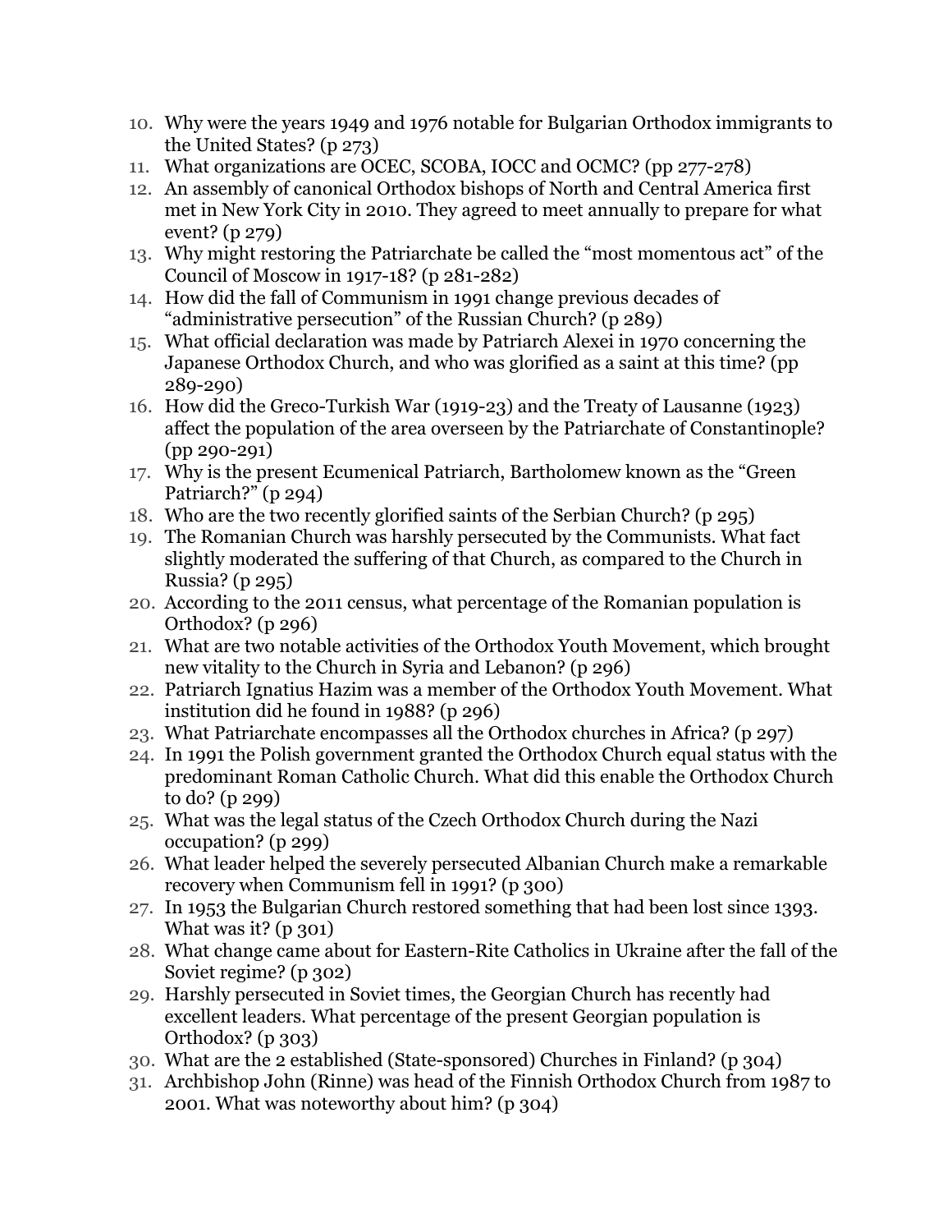10. Why were the years 1949 and 1976 notable for Bulgarian Orthodox immigrants to the United States? (p 273)
11. What organizations are OCEC, SCOBA, IOCC and OCMC? (pp 277-278)
12. An assembly of canonical Orthodox bishops of North and Central America first met in New York City in 2010. They agreed to meet annually to prepare for what event? (p 279)
13. Why might restoring the Patriarchate be called the "most momentous act" of the Council of Moscow in 1917-18? (p 281-282)
14. How did the fall of Communism in 1991 change previous decades of "administrative persecution" of the Russian Church? (p 289)
15. What official declaration was made by Patriarch Alexei in 1970 concerning the Japanese Orthodox Church, and who was glorified as a saint at this time? (pp 289-290)
16. How did the Greco-Turkish War (1919-23) and the Treaty of Lausanne (1923) affect the population of the area overseen by the Patriarchate of Constantinople? (pp 290-291)
17. Why is the present Ecumenical Patriarch, Bartholomew known as the "Green Patriarch?" (p 294)
18. Who are the two recently glorified saints of the Serbian Church? (p 295)
19. The Romanian Church was harshly persecuted by the Communists. What fact slightly moderated the suffering of that Church, as compared to the Church in Russia? (p 295)
20. According to the 2011 census, what percentage of the Romanian population is Orthodox? (p 296)
21. What are two notable activities of the Orthodox Youth Movement, which brought new vitality to the Church in Syria and Lebanon? (p 296)
22. Patriarch Ignatius Hazim was a member of the Orthodox Youth Movement. What institution did he found in 1988? (p 296)
23. What Patriarchate encompasses all the Orthodox churches in Africa? (p 297)
24. In 1991 the Polish government granted the Orthodox Church equal status with the predominant Roman Catholic Church. What did this enable the Orthodox Church to do? (p 299)
25. What was the legal status of the Czech Orthodox Church during the Nazi occupation? (p 299)
26. What leader helped the severely persecuted Albanian Church make a remarkable recovery when Communism fell in 1991? (p 300)
27. In 1953 the Bulgarian Church restored something that had been lost since 1393. What was it? (p 301)
28. What change came about for Eastern-Rite Catholics in Ukraine after the fall of the Soviet regime? (p 302)
29. Harshly persecuted in Soviet times, the Georgian Church has recently had excellent leaders. What percentage of the present Georgian population is Orthodox? (p 303)
30. What are the 2 established (State-sponsored) Churches in Finland? (p 304)
31. Archbishop John (Rinne) was head of the Finnish Orthodox Church from 1987 to 2001. What was noteworthy about him? (p 304)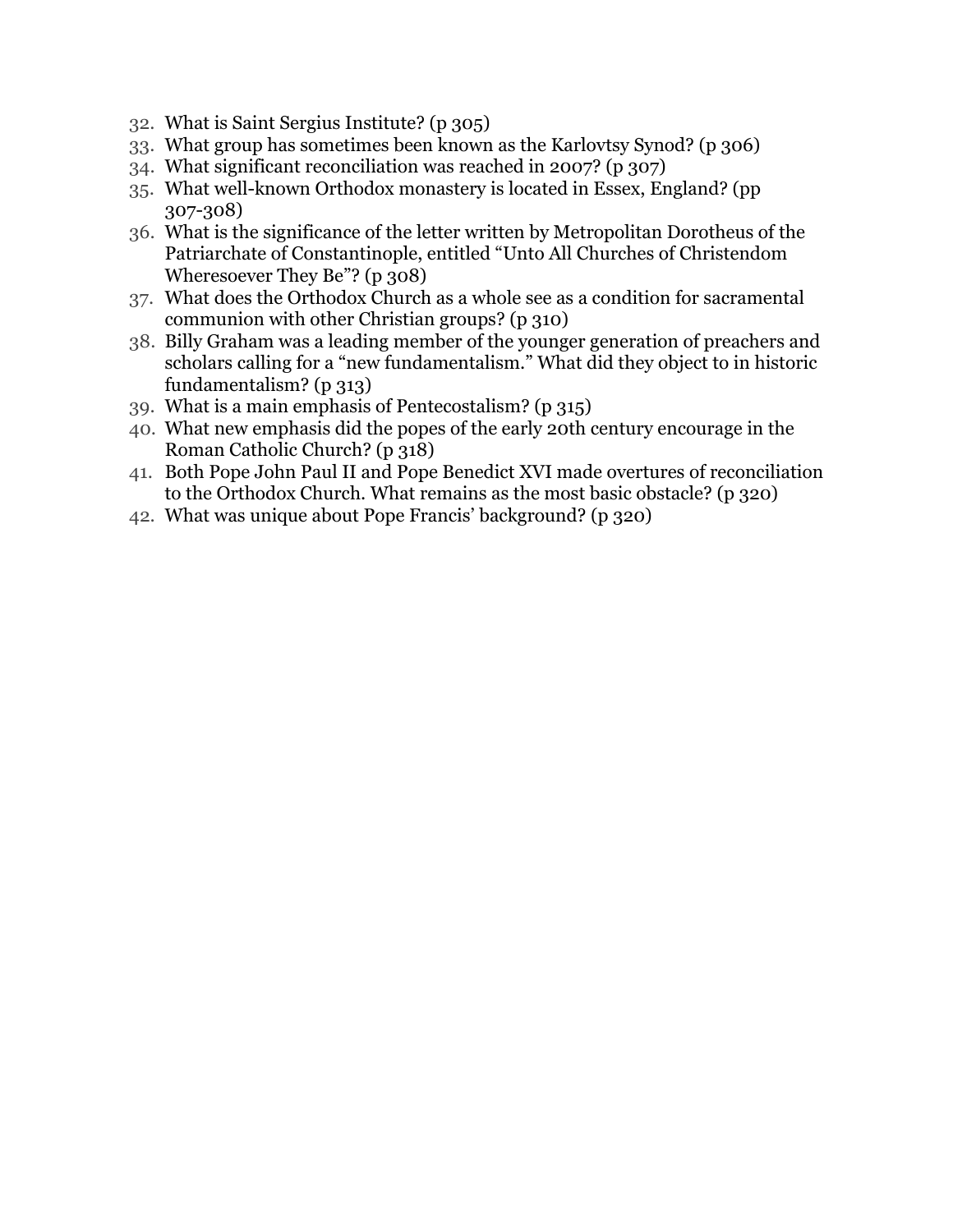32. What is Saint Sergius Institute? (p 305)
33. What group has sometimes been known as the Karlovtsy Synod? (p 306)
34. What significant reconciliation was reached in 2007? (p 307)
35. What well-known Orthodox monastery is located in Essex, England? (pp 307-308)
36. What is the significance of the letter written by Metropolitan Dorotheus of the Patriarchate of Constantinople, entitled “Unto All Churches of Christendom Wheresoever They Be”? (p 308)
37. What does the Orthodox Church as a whole see as a condition for sacramental communion with other Christian groups? (p 310)
38. Billy Graham was a leading member of the younger generation of preachers and scholars calling for a “new fundamentalism.” What did they object to in historic fundamentalism? (p 313)
39. What is a main emphasis of Pentecostalism? (p 315)
40. What new emphasis did the popes of the early 20th century encourage in the Roman Catholic Church? (p 318)
41. Both Pope John Paul II and Pope Benedict XVI made overtures of reconciliation to the Orthodox Church. What remains as the most basic obstacle? (p 320)
42. What was unique about Pope Francis’ background? (p 320)